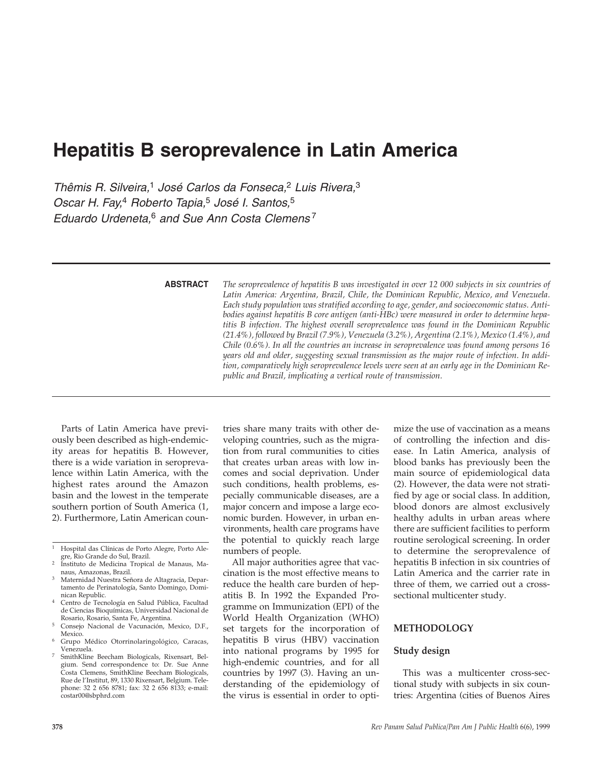# Hepatitis B seroprevalence in Latin America

*Thêmis R. Silveira,[1] José Carlos da Fonseca,[2] Luis Rivera,[3] Oscar H. Fay,[4] Roberto Tapia,[5] José I. Santos,[5] Eduardo Urdeneta,[6] and Sue Ann Costa Clemens[7]*

**ABSTRACT** *The seroprevalence of hepatitis B was investigated in over 12 000 subjects in six countries of Latin America: Argentina, Brazil, Chile, the Dominican Republic, Mexico, and Venezuela. Each study population was stratified according to age, gender, and socioeconomic status. Antibodies against hepatitis B core antigen (anti-HBc) were measured in order to determine hepatitis B infection. The highest overall seroprevalence was found in the Dominican Republic (21.4%), followed by Brazil (7.9%), Venezuela (3.2%), Argentina (2.1%), Mexico (1.4%), and Chile (0.6%). In all the countries an increase in seroprevalence was found among persons 16 years old and older, suggesting sexual transmission as the major route of infection. In addition, comparatively high seroprevalence levels were seen at an early age in the Dominican Republic and Brazil, implicating a vertical route of transmission.*

Parts of Latin America have previously been described as high-endemicity areas for hepatitis B. However, there is a wide variation in seroprevalence within Latin America, with the highest rates around the Amazon basin and the lowest in the temperate southern portion of South America (1, 2). Furthermore, Latin American countries share many traits with other developing countries, such as the migration from rural communities to cities that creates urban areas with low incomes and social deprivation. Under such conditions, health problems, especially communicable diseases, are a major concern and impose a large economic burden. However, in urban environments, health care programs have the potential to quickly reach large numbers of people.

All major authorities agree that vaccination is the most effective means to reduce the health care burden of hepatitis B. In 1992 the Expanded Programme on Immunization (EPI) of the World Health Organization (WHO) set targets for the incorporation of hepatitis B virus (HBV) vaccination into national programs by 1995 for high-endemic countries, and for all countries by 1997 (3). Having an understanding of the epidemiology of the virus is essential in order to optimize the use of vaccination as a means of controlling the infection and disease. In Latin America, analysis of blood banks has previously been the main source of epidemiological data (2). However, the data were not stratified by age or social class. In addition, blood donors are almost exclusively healthy adults in urban areas where there are sufficient facilities to perform routine serological screening. In order to determine the seroprevalence of hepatitis B infection in six countries of Latin America and the carrier rate in three of them, we carried out a cross-sectional multicenter study.

## METHODOLOGY

### Study design

This was a multicenter cross-sectional study with subjects in six countries: Argentina (cities of Buenos Aires

---

[1] Hospital das Clínicas de Porto Alegre, Porto Alegre, Rio Grande do Sul, Brazil.

[2] Instituto de Medicina Tropical de Manaus, Manaus, Amazonas, Brazil.

[3] Maternidad Nuestra Señora de Altagracia, Departamento de Perinatología, Santo Domingo, Dominican Republic.

[4] Centro de Tecnología en Salud Pública, Facultad de Ciencias Bioquímicas, Universidad Nacional de Rosario, Rosario, Santa Fe, Argentina.

[5] Consejo Nacional de Vacunación, Mexico, D.F., Mexico.

[6] Grupo Médico Otorrinolaringológico, Caracas, Venezuela.

[7] SmithKline Beecham Biologicals, Rixensart, Belgium. Send correspondence to: Dr. Sue Anne Costa Clemens, SmithKline Beecham Biologicals, Rue de l'Institut, 89, 1330 Rixensart, Belgium. Telephone: 32 2 656 8781; fax: 32 2 656 8133; e-mail: costar00@sbphrd.com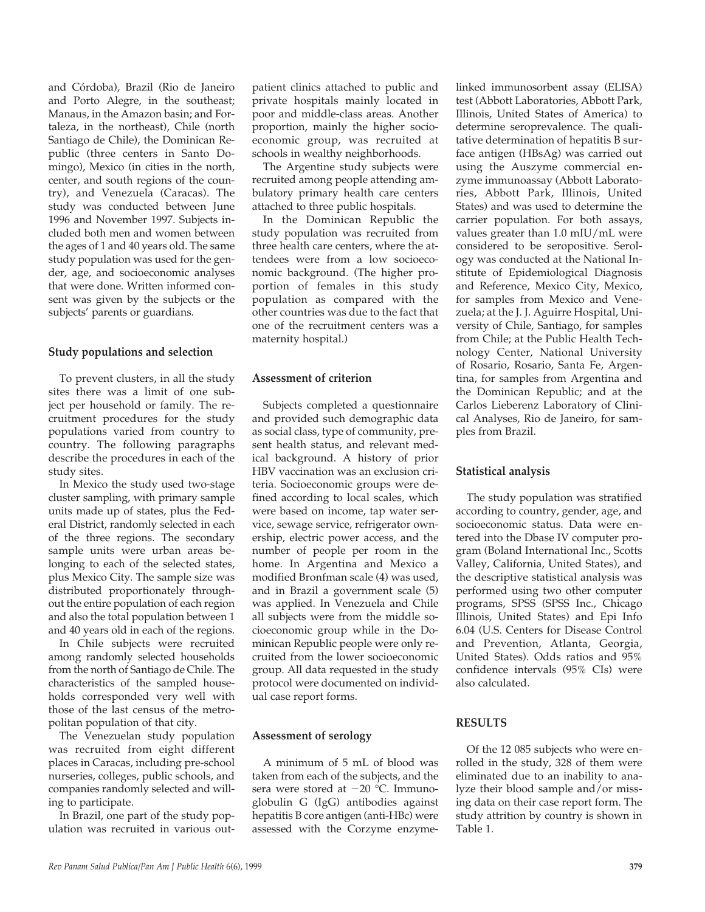and Córdoba), Brazil (Rio de Janeiro and Porto Alegre, in the southeast; Manaus, in the Amazon basin; and Fortaleza, in the northeast), Chile (north Santiago de Chile), the Dominican Republic (three centers in Santo Domingo), Mexico (in cities in the north, center, and south regions of the country), and Venezuela (Caracas). The study was conducted between June 1996 and November 1997. Subjects included both men and women between the ages of 1 and 40 years old. The same study population was used for the gender, age, and socioeconomic analyses that were done. Written informed consent was given by the subjects or the subjects' parents or guardians.

### Study populations and selection

To prevent clusters, in all the study sites there was a limit of one subject per household or family. The recruitment procedures for the study populations varied from country to country. The following paragraphs describe the procedures in each of the study sites.

In Mexico the study used two-stage cluster sampling, with primary sample units made up of states, plus the Federal District, randomly selected in each of the three regions. The secondary sample units were urban areas belonging to each of the selected states, plus Mexico City. The sample size was distributed proportionately throughout the entire population of each region and also the total population between 1 and 40 years old in each of the regions.

In Chile subjects were recruited among randomly selected households from the north of Santiago de Chile. The characteristics of the sampled households corresponded very well with those of the last census of the metropolitan population of that city.

The Venezuelan study population was recruited from eight different places in Caracas, including pre-school nurseries, colleges, public schools, and companies randomly selected and willing to participate.

In Brazil, one part of the study population was recruited in various outpatient clinics attached to public and private hospitals mainly located in poor and middle-class areas. Another proportion, mainly the higher socioeconomic group, was recruited at schools in wealthy neighborhoods.

The Argentine study subjects were recruited among people attending ambulatory primary health care centers attached to three public hospitals.

In the Dominican Republic the study population was recruited from three health care centers, where the attendees were from a low socioeconomic background. (The higher proportion of females in this study population as compared with the other countries was due to the fact that one of the recruitment centers was a maternity hospital.)

### Assessment of criterion

Subjects completed a questionnaire and provided such demographic data as social class, type of community, present health status, and relevant medical background. A history of prior HBV vaccination was an exclusion criteria. Socioeconomic groups were defined according to local scales, which were based on income, tap water service, sewage service, refrigerator ownership, electric power access, and the number of people per room in the home. In Argentina and Mexico a modified Bronfman scale (4) was used, and in Brazil a government scale (5) was applied. In Venezuela and Chile all subjects were from the middle socioeconomic group while in the Dominican Republic people were only recruited from the lower socioeconomic group. All data requested in the study protocol were documented on individual case report forms.

### Assessment of serology

A minimum of 5 mL of blood was taken from each of the subjects, and the sera were stored at −20 °C. Immunoglobulin G (IgG) antibodies against hepatitis B core antigen (anti-HBc) were assessed with the Corzyme enzyme-linked immunosorbent assay (ELISA) test (Abbott Laboratories, Abbott Park, Illinois, United States of America) to determine seroprevalence. The qualitative determination of hepatitis B surface antigen (HBsAg) was carried out using the Auszyme commercial enzyme immunoassay (Abbott Laboratories, Abbott Park, Illinois, United States) and was used to determine the carrier population. For both assays, values greater than 1.0 mIU/mL were considered to be seropositive. Serology was conducted at the National Institute of Epidemiological Diagnosis and Reference, Mexico City, Mexico, for samples from Mexico and Venezuela; at the J. J. Aguirre Hospital, University of Chile, Santiago, for samples from Chile; at the Public Health Technology Center, National University of Rosario, Rosario, Santa Fe, Argentina, for samples from Argentina and the Dominican Republic; and at the Carlos Lieberenz Laboratory of Clinical Analyses, Rio de Janeiro, for samples from Brazil.

### Statistical analysis

The study population was stratified according to country, gender, age, and socioeconomic status. Data were entered into the Dbase IV computer program (Boland International Inc., Scotts Valley, California, United States), and the descriptive statistical analysis was performed using two other computer programs, SPSS (SPSS Inc., Chicago Illinois, United States) and Epi Info 6.04 (U.S. Centers for Disease Control and Prevention, Atlanta, Georgia, United States). Odds ratios and 95% confidence intervals (95% CIs) were also calculated.

## RESULTS

Of the 12 085 subjects who were enrolled in the study, 328 of them were eliminated due to an inability to analyze their blood sample and/or missing data on their case report form. The study attrition by country is shown in Table 1.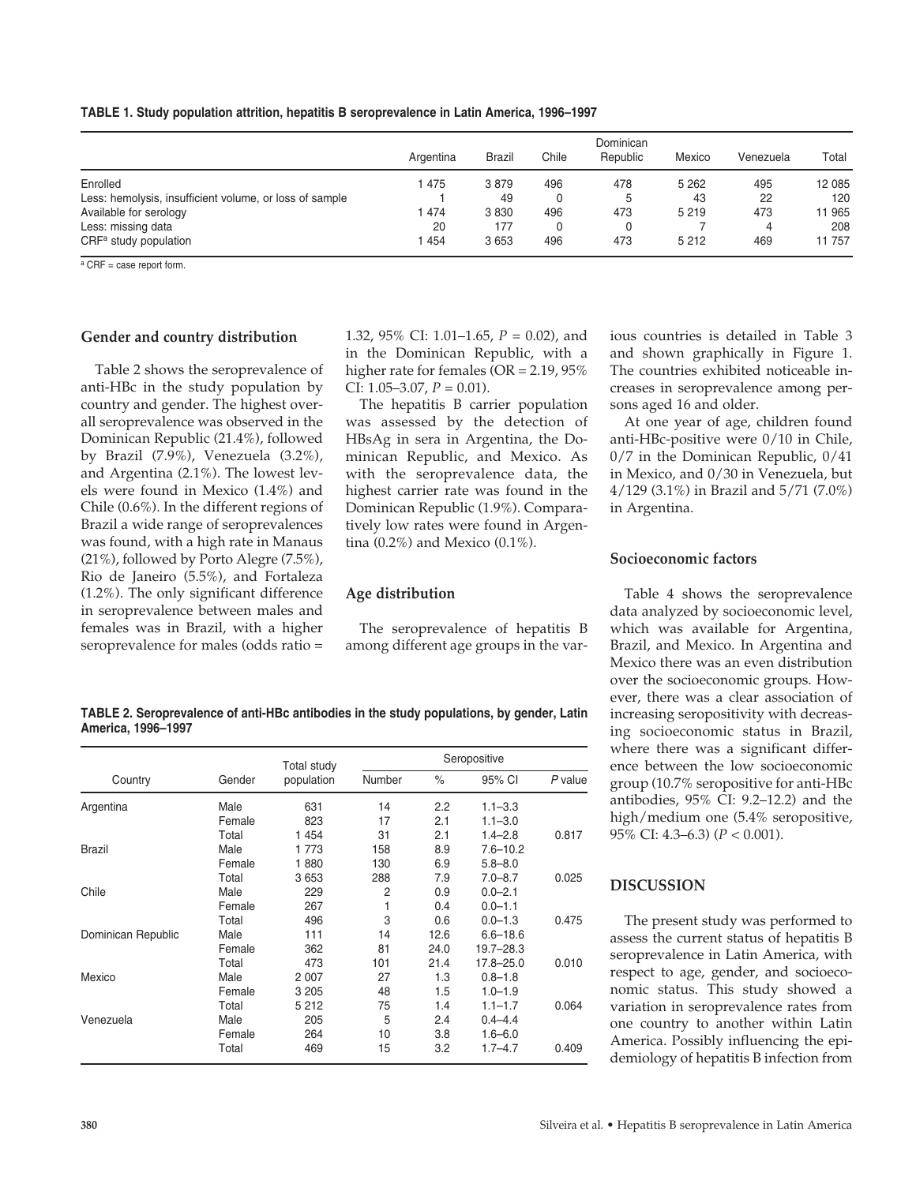**TABLE 1. Study population attrition, hepatitis B seroprevalence in Latin America, 1996–1997**

| | Argentina | Brazil | Chile | Dominican Republic | Mexico | Venezuela | Total |
|---|---|---|---|---|---|---|---|
| Enrolled | 1 475 | 3 879 | 496 | 478 | 5 262 | 495 | 12 085 |
| Less: hemolysis, insufficient volume, or loss of sample | 1 | 49 | 0 | 5 | 43 | 22 | 120 |
| Available for serology | 1 474 | 3 830 | 496 | 473 | 5 219 | 473 | 11 965 |
| Less: missing data | 20 | 177 | 0 | 0 | 7 | 4 | 208 |
| CRF[a] study population | 1 454 | 3 653 | 496 | 473 | 5 212 | 469 | 11 757 |

[a] CRF = case report form.

### Gender and country distribution

Table 2 shows the seroprevalence of anti-HBc in the study population by country and gender. The highest overall seroprevalence was observed in the Dominican Republic (21.4%), followed by Brazil (7.9%), Venezuela (3.2%), and Argentina (2.1%). The lowest levels were found in Mexico (1.4%) and Chile (0.6%). In the different regions of Brazil a wide range of seroprevalences was found, with a high rate in Manaus (21%), followed by Porto Alegre (7.5%), Rio de Janeiro (5.5%), and Fortaleza (1.2%). The only significant difference in seroprevalence between males and females was in Brazil, with a higher seroprevalence for males (odds ratio = 1.32, 95% CI: 1.01–1.65, $P = 0.02$), and in the Dominican Republic, with a higher rate for females (OR = 2.19, 95% CI: 1.05–3.07, $P = 0.01$).

The hepatitis B carrier population was assessed by the detection of HBsAg in sera in Argentina, the Dominican Republic, and Mexico. As with the seroprevalence data, the highest carrier rate was found in the Dominican Republic (1.9%). Comparatively low rates were found in Argentina (0.2%) and Mexico (0.1%).

### Age distribution

The seroprevalence of hepatitis B among different age groups in the various countries is detailed in Table 3 and shown graphically in Figure 1. The countries exhibited noticeable increases in seroprevalence among persons aged 16 and older.

At one year of age, children found anti-HBc-positive were 0/10 in Chile, 0/7 in the Dominican Republic, 0/41 in Mexico, and 0/30 in Venezuela, but 4/129 (3.1%) in Brazil and 5/71 (7.0%) in Argentina.

### Socioeconomic factors

Table 4 shows the seroprevalence data analyzed by socioeconomic level, which was available for Argentina, Brazil, and Mexico. In Argentina and Mexico there was an even distribution over the socioeconomic groups. However, there was a clear association of increasing seropositivity with decreasing socioeconomic status in Brazil, where there was a significant difference between the low socioeconomic group (10.7% seropositive for anti-HBc antibodies, 95% CI: 9.2–12.2) and the high/medium one (5.4% seropositive, 95% CI: 4.3–6.3) ($P < 0.001$).

**TABLE 2. Seroprevalence of anti-HBc antibodies in the study populations, by gender, Latin America, 1996–1997**

| Country | Gender | Total study population | Seropositive | | | |
|---|---|---|---|---|---|---|
| | | | Number | % | 95% CI | *P* value |
| Argentina | Male | 631 | 14 | 2.2 | 1.1–3.3 | |
| | Female | 823 | 17 | 2.1 | 1.1–3.0 | |
| | Total | 1 454 | 31 | 2.1 | 1.4–2.8 | 0.817 |
| Brazil | Male | 1 773 | 158 | 8.9 | 7.6–10.2 | |
| | Female | 1 880 | 130 | 6.9 | 5.8–8.0 | |
| | Total | 3 653 | 288 | 7.9 | 7.0–8.7 | 0.025 |
| Chile | Male | 229 | 2 | 0.9 | 0.0–2.1 | |
| | Female | 267 | 1 | 0.4 | 0.0–1.1 | |
| | Total | 496 | 3 | 0.6 | 0.0–1.3 | 0.475 |
| Dominican Republic | Male | 111 | 14 | 12.6 | 6.6–18.6 | |
| | Female | 362 | 81 | 24.0 | 19.7–28.3 | |
| | Total | 473 | 101 | 21.4 | 17.8–25.0 | 0.010 |
| Mexico | Male | 2 007 | 27 | 1.3 | 0.8–1.8 | |
| | Female | 3 205 | 48 | 1.5 | 1.0–1.9 | |
| | Total | 5 212 | 75 | 1.4 | 1.1–1.7 | 0.064 |
| Venezuela | Male | 205 | 5 | 2.4 | 0.4–4.4 | |
| | Female | 264 | 10 | 3.8 | 1.6–6.0 | |
| | Total | 469 | 15 | 3.2 | 1.7–4.7 | 0.409 |

## DISCUSSION

The present study was performed to assess the current status of hepatitis B seroprevalence in Latin America, with respect to age, gender, and socioeconomic status. This study showed a variation in seroprevalence rates from one country to another within Latin America. Possibly influencing the epidemiology of hepatitis B infection from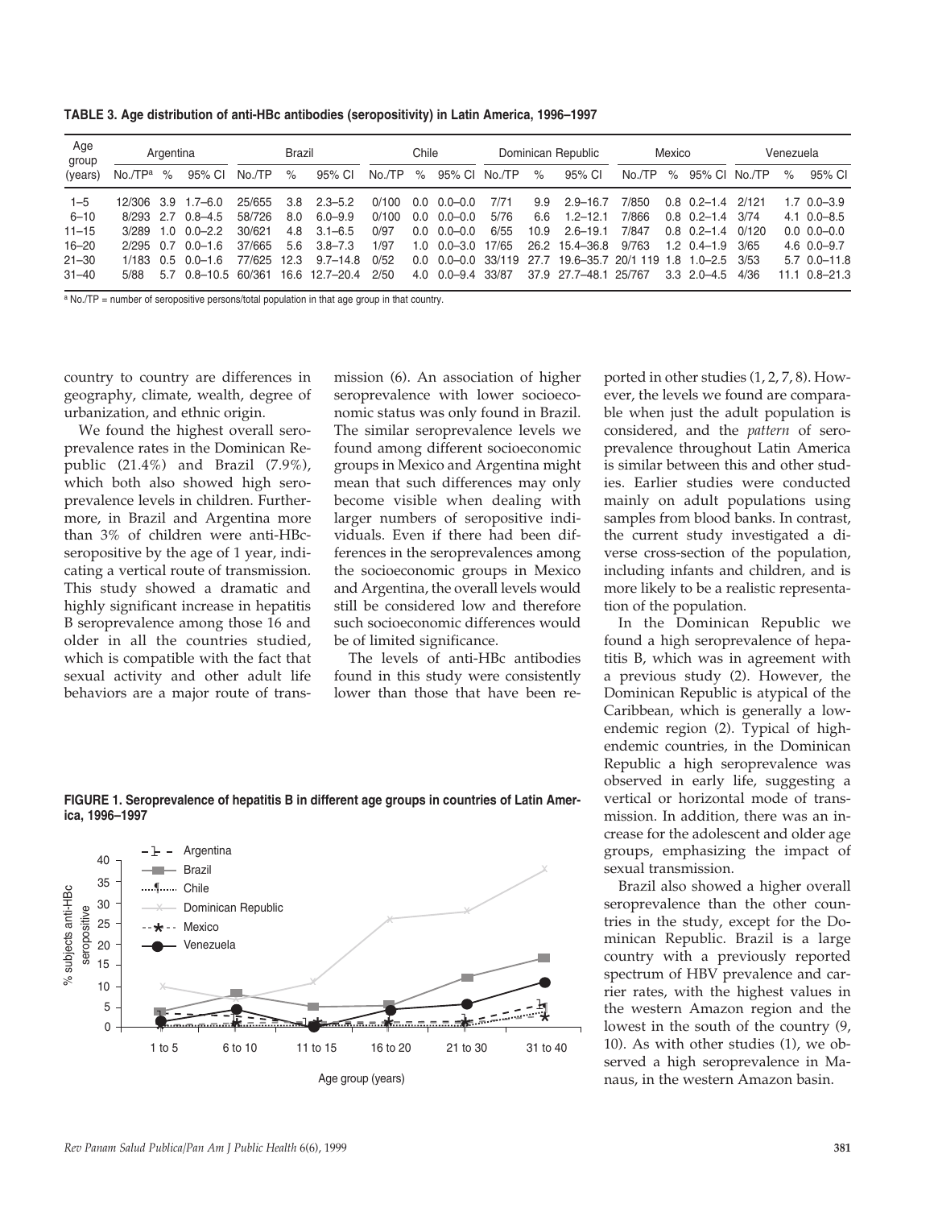**TABLE 3. Age distribution of anti-HBc antibodies (seropositivity) in Latin America, 1996–1997**

| Age group (years) | Argentina | | | Brazil | | | Chile | | | Dominican Republic | | | Mexico | | | Venezuela | | |
|---|---|---|---|---|---|---|---|---|---|---|---|---|---|---|---|---|---|---|
| | No./TP[a] | % | 95% CI | No./TP | % | 95% CI | No./TP | % | 95% CI | No./TP | % | 95% CI | No./TP | % | 95% CI | No./TP | % | 95% CI |
| 1–5 | 12/306 | 3.9 | 1.7–6.0 | 25/655 | 3.8 | 2.3–5.2 | 0/100 | 0.0 | 0.0–0.0 | 7/71 | 9.9 | 2.9–16.7 | 7/850 | 0.8 | 0.2–1.4 | 2/121 | 1.7 | 0.0–3.9 |
| 6–10 | 8/293 | 2.7 | 0.8–4.5 | 58/726 | 8.0 | 6.0–9.9 | 0/100 | 0.0 | 0.0–0.0 | 5/76 | 6.6 | 1.2–12.1 | 7/866 | 0.8 | 0.2–1.4 | 3/74 | 4.1 | 0.0–8.5 |
| 11–15 | 3/289 | 1.0 | 0.0–2.2 | 30/621 | 4.8 | 3.1–6.5 | 0/97 | 0.0 | 0.0–0.0 | 6/55 | 10.9 | 2.6–19.1 | 7/847 | 0.8 | 0.2–1.4 | 0/120 | 0.0 | 0.0–0.0 |
| 16–20 | 2/295 | 0.7 | 0.0–1.6 | 37/665 | 5.6 | 3.8–7.3 | 1/97 | 1.0 | 0.0–3.0 | 17/65 | 26.2 | 15.4–36.8 | 9/763 | 1.2 | 0.4–1.9 | 3/65 | 4.6 | 0.0–9.7 |
| 21–30 | 1/183 | 0.5 | 0.0–1.6 | 77/625 | 12.3 | 9.7–14.8 | 0/52 | 0.0 | 0.0–0.0 | 33/119 | 27.7 | 19.6–35.7 | 20/1 119 | 1.8 | 1.0–2.5 | 3/53 | 5.7 | 0.0–11.8 |
| 31–40 | 5/88 | 5.7 | 0.8–10.5 | 60/361 | 16.6 | 12.7–20.4 | 2/50 | 4.0 | 0.0–9.4 | 33/87 | 37.9 | 27.7–48.1 | 25/767 | 3.3 | 2.0–4.5 | 4/36 | 11.1 | 0.8–21.3 |

[a] No./TP = number of seropositive persons/total population in that age group in that country.

country to country are differences in geography, climate, wealth, degree of urbanization, and ethnic origin.

We found the highest overall seroprevalence rates in the Dominican Republic (21.4%) and Brazil (7.9%), which both also showed high seroprevalence levels in children. Furthermore, in Brazil and Argentina more than 3% of children were anti-HBc-seropositive by the age of 1 year, indicating a vertical route of transmission. This study showed a dramatic and highly significant increase in hepatitis B seroprevalence among those 16 and older in all the countries studied, which is compatible with the fact that sexual activity and other adult life behaviors are a major route of transmission (6). An association of higher seroprevalence with lower socioeconomic status was only found in Brazil. The similar seroprevalence levels we found among different socioeconomic groups in Mexico and Argentina might mean that such differences may only become visible when dealing with larger numbers of seropositive individuals. Even if there had been differences in the seroprevalences among the socioeconomic groups in Mexico and Argentina, the overall levels would still be considered low and therefore such socioeconomic differences would be of limited significance.

The levels of anti-HBc antibodies found in this study were consistently lower than those that have been reported in other studies (1, 2, 7, 8). However, the levels we found are comparable when just the adult population is considered, and the *pattern* of seroprevalence throughout Latin America is similar between this and other studies. Earlier studies were conducted mainly on adult populations using samples from blood banks. In contrast, the current study investigated a diverse cross-section of the population, including infants and children, and is more likely to be a realistic representation of the population.

In the Dominican Republic we found a high seroprevalence of hepatitis B, which was in agreement with a previous study (2). However, the Dominican Republic is atypical of the Caribbean, which is generally a low-endemic region (2). Typical of high-endemic countries, in the Dominican Republic a high seroprevalence was observed in early life, suggesting a vertical or horizontal mode of transmission. In addition, there was an increase for the adolescent and older age groups, emphasizing the impact of sexual transmission.

Brazil also showed a higher overall seroprevalence than the other countries in the study, except for the Dominican Republic. Brazil is a large country with a previously reported spectrum of HBV prevalence and carrier rates, with the highest values in the western Amazon region and the lowest in the south of the country (9, 10). As with other studies (1), we observed a high seroprevalence in Manaus, in the western Amazon basin.

**FIGURE 1. Seroprevalence of hepatitis B in different age groups in countries of Latin America, 1996–1997**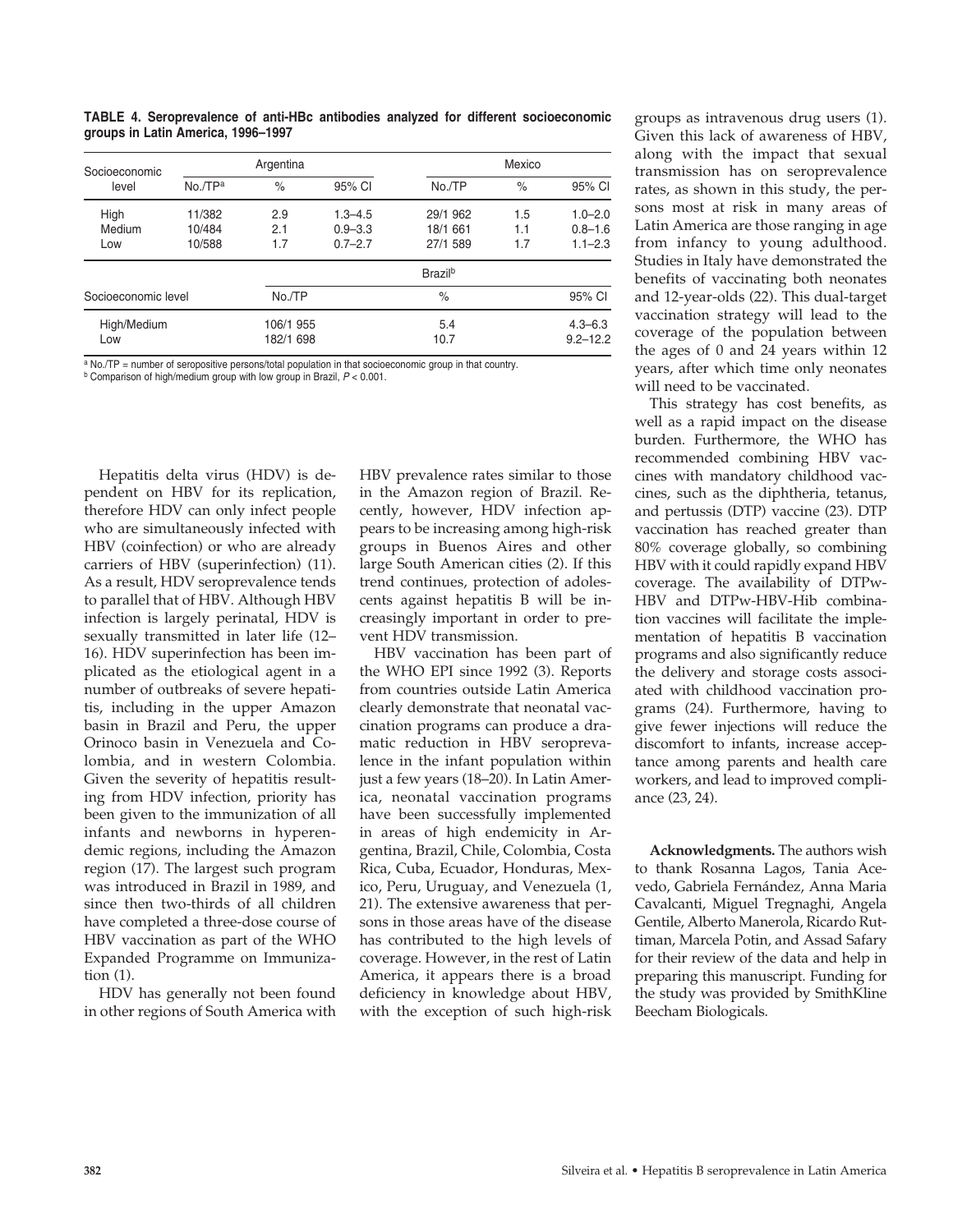**TABLE 4. Seroprevalence of anti-HBc antibodies analyzed for different socioeconomic groups in Latin America, 1996–1997**

| Socioeconomic level | Argentina | | | Mexico | | |
|---|---|---|---|---|---|---|
| | No./TP[a] | % | 95% CI | No./TP | % | 95% CI |
| High | 11/382 | 2.9 | 1.3–4.5 | 29/1 962 | 1.5 | 1.0–2.0 |
| Medium | 10/484 | 2.1 | 0.9–3.3 | 18/1 661 | 1.1 | 0.8–1.6 |
| Low | 10/588 | 1.7 | 0.7–2.7 | 27/1 589 | 1.7 | 1.1–2.3 |

| Socioeconomic level | Brazil[b] | | |
|---|---|---|---|
| | No./TP | % | 95% CI |
| High/Medium | 106/1 955 | 5.4 | 4.3–6.3 |
| Low | 182/1 698 | 10.7 | 9.2–12.2 |

[a] No./TP = number of seropositive persons/total population in that socioeconomic group in that country.
[b] Comparison of high/medium group with low group in Brazil, $P < 0.001$.

Hepatitis delta virus (HDV) is dependent on HBV for its replication, therefore HDV can only infect people who are simultaneously infected with HBV (coinfection) or who are already carriers of HBV (superinfection) (11). As a result, HDV seroprevalence tends to parallel that of HBV. Although HBV infection is largely perinatal, HDV is sexually transmitted in later life (12–16). HDV superinfection has been implicated as the etiological agent in a number of outbreaks of severe hepatitis, including in the upper Amazon basin in Brazil and Peru, the upper Orinoco basin in Venezuela and Colombia, and in western Colombia. Given the severity of hepatitis resulting from HDV infection, priority has been given to the immunization of all infants and newborns in hyperendemic regions, including the Amazon region (17). The largest such program was introduced in Brazil in 1989, and since then two-thirds of all children have completed a three-dose course of HBV vaccination as part of the WHO Expanded Programme on Immunization (1).

HDV has generally not been found in other regions of South America with HBV prevalence rates similar to those in the Amazon region of Brazil. Recently, however, HDV infection appears to be increasing among high-risk groups in Buenos Aires and other large South American cities (2). If this trend continues, protection of adolescents against hepatitis B will be increasingly important in order to prevent HDV transmission.

HBV vaccination has been part of the WHO EPI since 1992 (3). Reports from countries outside Latin America clearly demonstrate that neonatal vaccination programs can produce a dramatic reduction in HBV seroprevalence in the infant population within just a few years (18–20). In Latin America, neonatal vaccination programs have been successfully implemented in areas of high endemicity in Argentina, Brazil, Chile, Colombia, Costa Rica, Cuba, Ecuador, Honduras, Mexico, Peru, Uruguay, and Venezuela (1, 21). The extensive awareness that persons in those areas have of the disease has contributed to the high levels of coverage. However, in the rest of Latin America, it appears there is a broad deficiency in knowledge about HBV, with the exception of such high-risk groups as intravenous drug users (1). Given this lack of awareness of HBV, along with the impact that sexual transmission has on seroprevalence rates, as shown in this study, the persons most at risk in many areas of Latin America are those ranging in age from infancy to young adulthood. Studies in Italy have demonstrated the benefits of vaccinating both neonates and 12-year-olds (22). This dual-target vaccination strategy will lead to the coverage of the population between the ages of 0 and 24 years within 12 years, after which time only neonates will need to be vaccinated.

This strategy has cost benefits, as well as a rapid impact on the disease burden. Furthermore, the WHO has recommended combining HBV vaccines with mandatory childhood vaccines, such as the diphtheria, tetanus, and pertussis (DTP) vaccine (23). DTP vaccination has reached greater than 80% coverage globally, so combining HBV with it could rapidly expand HBV coverage. The availability of DTPw-HBV and DTPw-HBV-Hib combination vaccines will facilitate the implementation of hepatitis B vaccination programs and also significantly reduce the delivery and storage costs associated with childhood vaccination programs (24). Furthermore, having to give fewer injections will reduce the discomfort to infants, increase acceptance among parents and health care workers, and lead to improved compliance (23, 24).

**Acknowledgments.** The authors wish to thank Rosanna Lagos, Tania Acevedo, Gabriela Fernández, Anna Maria Cavalcanti, Miguel Tregnaghi, Angela Gentile, Alberto Manerola, Ricardo Ruttiman, Marcela Potin, and Assad Safary for their review of the data and help in preparing this manuscript. Funding for the study was provided by SmithKline Beecham Biologicals.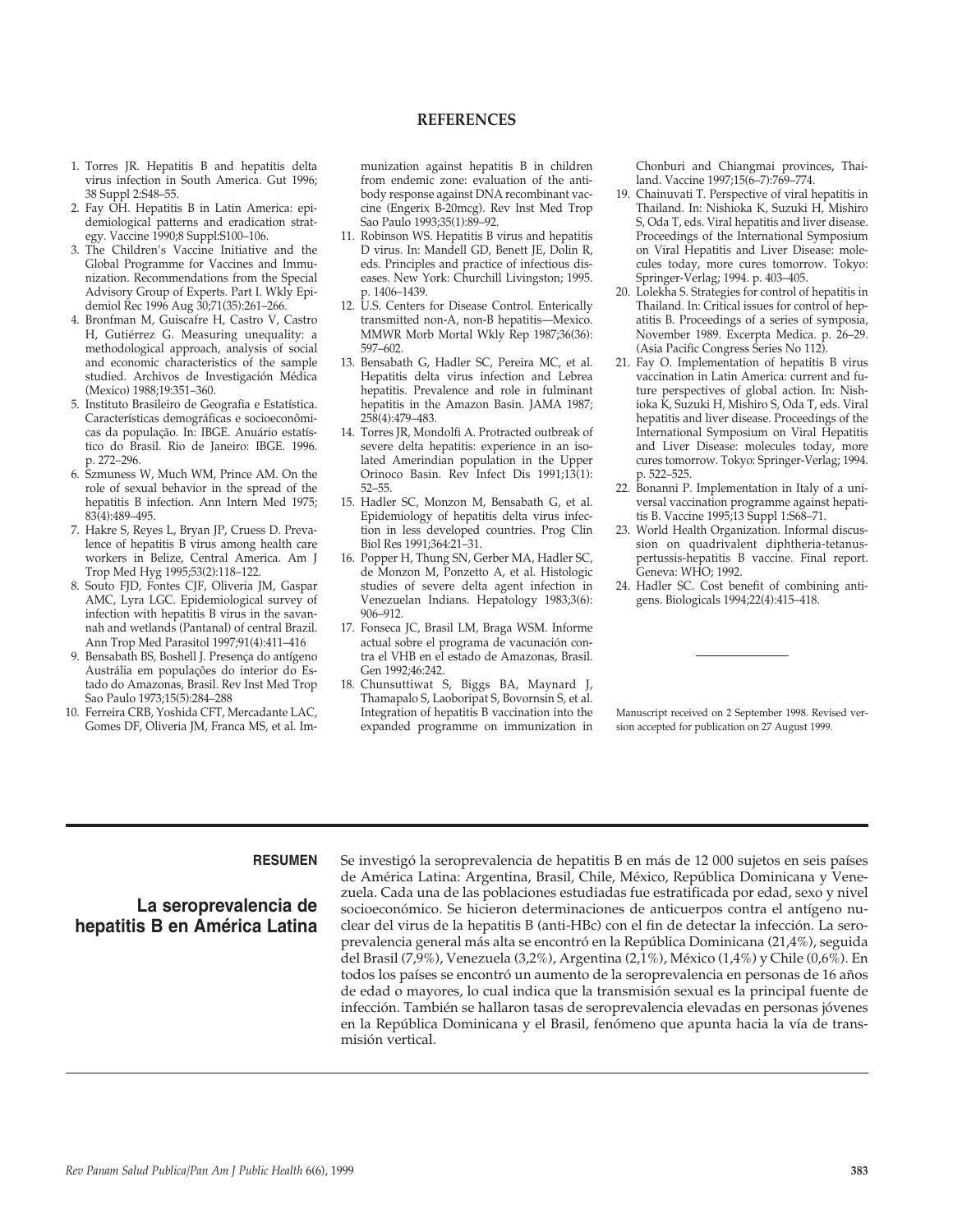## REFERENCES

1. Torres JR. Hepatitis B and hepatitis delta virus infection in South America. Gut 1996; 38 Suppl 2:S48–55.
2. Fay OH. Hepatitis B in Latin America: epidemiological patterns and eradication strategy. Vaccine 1990;8 Suppl:S100–106.
3. The Children's Vaccine Initiative and the Global Programme for Vaccines and Immunization. Recommendations from the Special Advisory Group of Experts. Part I. Wkly Epidemiol Rec 1996 Aug 30;71(35):261–266.
4. Bronfman M, Guiscafre H, Castro V, Castro H, Gutiérrez G. Measuring unequality: a methodological approach, analysis of social and economic characteristics of the sample studied. Archivos de Investigación Médica (Mexico) 1988;19:351–360.
5. Instituto Brasileiro de Geografia e Estatística. Características demográficas e socioeconômicas da população. In: IBGE. Anuário estatístico do Brasil. Rio de Janeiro: IBGE. 1996. p. 272–296.
6. Szmuness W, Much WM, Prince AM. On the role of sexual behavior in the spread of the hepatitis B infection. Ann Intern Med 1975; 83(4):489–495.
7. Hakre S, Reyes L, Bryan JP, Cruess D. Prevalence of hepatitis B virus among health care workers in Belize, Central America. Am J Trop Med Hyg 1995;53(2):118–122.
8. Souto FJD, Fontes CJF, Oliveria JM, Gaspar AMC, Lyra LGC. Epidemiological survey of infection with hepatitis B virus in the savannah and wetlands (Pantanal) of central Brazil. Ann Trop Med Parasitol 1997;91(4):411–416
9. Bensabath BS, Boshell J. Presença do antígeno Austrália em populações do interior do Estado do Amazonas, Brasil. Rev Inst Med Trop Sao Paulo 1973;15(5):284–288
10. Ferreira CRB, Yoshida CFT, Mercadante LAC, Gomes DF, Oliveria JM, Franca MS, et al. Immunization against hepatitis B in children from endemic zone: evaluation of the antibody response against DNA recombinant vaccine (Engerix B-20mcg). Rev Inst Med Trop Sao Paulo 1993;35(1):89–92.
11. Robinson WS. Hepatitis B virus and hepatitis D virus. In: Mandell GD, Benett JE, Dolin R, eds. Principles and practice of infectious diseases. New York: Churchill Livingston; 1995. p. 1406–1439.
12. U.S. Centers for Disease Control. Enterically transmitted non-A, non-B hepatitis—Mexico. MMWR Morb Mortal Wkly Rep 1987;36(36): 597–602.
13. Bensabath G, Hadler SC, Pereira MC, et al. Hepatitis delta virus infection and Lebrea hepatitis. Prevalence and role in fulminant hepatitis in the Amazon Basin. JAMA 1987; 258(4):479–483.
14. Torres JR, Mondolfi A. Protracted outbreak of severe delta hepatitis: experience in an isolated Amerindian population in the Upper Orinoco Basin. Rev Infect Dis 1991;13(1): 52–55.
15. Hadler SC, Monzon M, Bensabath G, et al. Epidemiology of hepatitis delta virus infection in less developed countries. Prog Clin Biol Res 1991;364:21–31.
16. Popper H, Thung SN, Gerber MA, Hadler SC, de Monzon M, Ponzetto A, et al. Histologic studies of severe delta agent infection in Venezuelan Indians. Hepatology 1983;3(6): 906–912.
17. Fonseca JC, Brasil LM, Braga WSM. Informe actual sobre el programa de vacunación contra el VHB en el estado de Amazonas, Brasil. Gen 1992;46:242.
18. Chunsuttiwat S, Biggs BA, Maynard J, Thamapalo S, Laoboripat S, Bovornsin S, et al. Integration of hepatitis B vaccination into the expanded programme on immunization in Chonburi and Chiangmai provinces, Thailand. Vaccine 1997;15(6–7):769–774.
19. Chainuvati T. Perspective of viral hepatitis in Thailand. In: Nishioka K, Suzuki H, Mishiro S, Oda T, eds. Viral hepatitis and liver disease. Proceedings of the International Symposium on Viral Hepatitis and Liver Disease: molecules today, more cures tomorrow. Tokyo: Springer-Verlag; 1994. p. 403–405.
20. Lolekha S. Strategies for control of hepatitis in Thailand. In: Critical issues for control of hepatitis B. Proceedings of a series of symposia, November 1989. Excerpta Medica. p. 26–29. (Asia Pacific Congress Series No 112).
21. Fay O. Implementation of hepatitis B virus vaccination in Latin America: current and future perspectives of global action. In: Nishioka K, Suzuki H, Mishiro S, Oda T, eds. Viral hepatitis and liver disease. Proceedings of the International Symposium on Viral Hepatitis and Liver Disease: molecules today, more cures tomorrow. Tokyo: Springer-Verlag; 1994. p. 522–525.
22. Bonanni P. Implementation in Italy of a universal vaccination programme against hepatitis B. Vaccine 1995;13 Suppl 1:S68–71.
23. World Health Organization. Informal discussion on quadrivalent diphtheria-tetanus-pertussis-hepatitis B vaccine. Final report. Geneva: WHO; 1992.
24. Hadler SC. Cost benefit of combining antigens. Biologicals 1994;22(4):415–418.

Manuscript received on 2 September 1998. Revised version accepted for publication on 27 August 1999.

---

**RESUMEN**

## La seroprevalencia de hepatitis B en América Latina

Se investigó la seroprevalencia de hepatitis B en más de 12 000 sujetos en seis países de América Latina: Argentina, Brasil, Chile, México, República Dominicana y Venezuela. Cada una de las poblaciones estudiadas fue estratificada por edad, sexo y nivel socioeconómico. Se hicieron determinaciones de anticuerpos contra el antígeno nuclear del virus de la hepatitis B (anti-HBc) con el fin de detectar la infección. La seroprevalencia general más alta se encontró en la República Dominicana (21,4%), seguida del Brasil (7,9%), Venezuela (3,2%), Argentina (2,1%), México (1,4%) y Chile (0,6%). En todos los países se encontró un aumento de la seroprevalencia en personas de 16 años de edad o mayores, lo cual indica que la transmisión sexual es la principal fuente de infección. También se hallaron tasas de seroprevalencia elevadas en personas jóvenes en la República Dominicana y el Brasil, fenómeno que apunta hacia la vía de transmisión vertical.